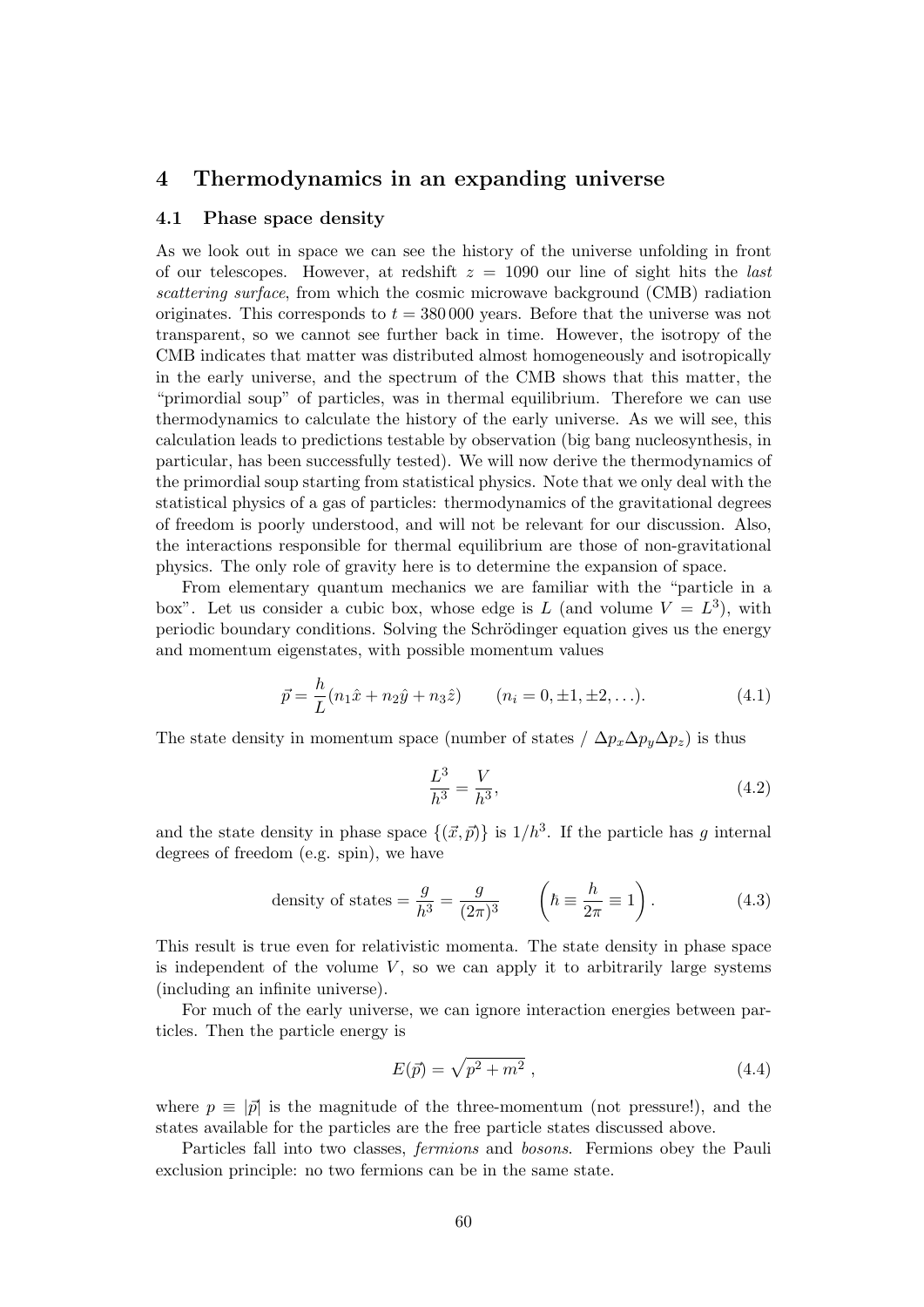# 4 Thermodynamics in an expanding universe

## 4.1 Phase space density

As we look out in space we can see the history of the universe unfolding in front of our telescopes. However, at redshift $z = 1090$ our line of sight hits the *last scattering surface*, from which the cosmic microwave background (CMB) radiation originates. This corresponds to $t = 380\,000$ years. Before that the universe was not transparent, so we cannot see further back in time. However, the isotropy of the CMB indicates that matter was distributed almost homogeneously and isotropically in the early universe, and the spectrum of the CMB shows that this matter, the "primordial soup" of particles, was in thermal equilibrium. Therefore we can use thermodynamics to calculate the history of the early universe. As we will see, this calculation leads to predictions testable by observation (big bang nucleosynthesis, in particular, has been successfully tested). We will now derive the thermodynamics of the primordial soup starting from statistical physics. Note that we only deal with the statistical physics of a gas of particles: thermodynamics of the gravitational degrees of freedom is poorly understood, and will not be relevant for our discussion. Also, the interactions responsible for thermal equilibrium are those of non-gravitational physics. The only role of gravity here is to determine the expansion of space.

From elementary quantum mechanics we are familiar with the "particle in a box". Let us consider a cubic box, whose edge is $L$ (and volume $V = L^3$), with periodic boundary conditions. Solving the Schrödinger equation gives us the energy and momentum eigenstates, with possible momentum values

$$\vec{p} = \frac{h}{L}(n_1\hat{x} + n_2\hat{y} + n_3\hat{z}) \qquad (n_i = 0, \pm1, \pm2, \ldots). \tag{4.1}$$

The state density in momentum space (number of states / $\Delta p_x \Delta p_y \Delta p_z$) is thus

$$\frac{L^3}{h^3} = \frac{V}{h^3}, \tag{4.2}$$

and the state density in phase space $\{(\vec{x}, \vec{p})\}$ is $1/h^3$. If the particle has $g$ internal degrees of freedom (e.g. spin), we have

$$\text{density of states} = \frac{g}{h^3} = \frac{g}{(2\pi)^3} \qquad \left(\hbar \equiv \frac{h}{2\pi} \equiv 1\right). \tag{4.3}$$

This result is true even for relativistic momenta. The state density in phase space is independent of the volume $V$, so we can apply it to arbitrarily large systems (including an infinite universe).

For much of the early universe, we can ignore interaction energies between particles. Then the particle energy is

$$E(\vec{p}) = \sqrt{p^2 + m^2}\ , \tag{4.4}$$

where $p \equiv |\vec{p}|$ is the magnitude of the three-momentum (not pressure!), and the states available for the particles are the free particle states discussed above.

Particles fall into two classes, *fermions* and *bosons*. Fermions obey the Pauli exclusion principle: no two fermions can be in the same state.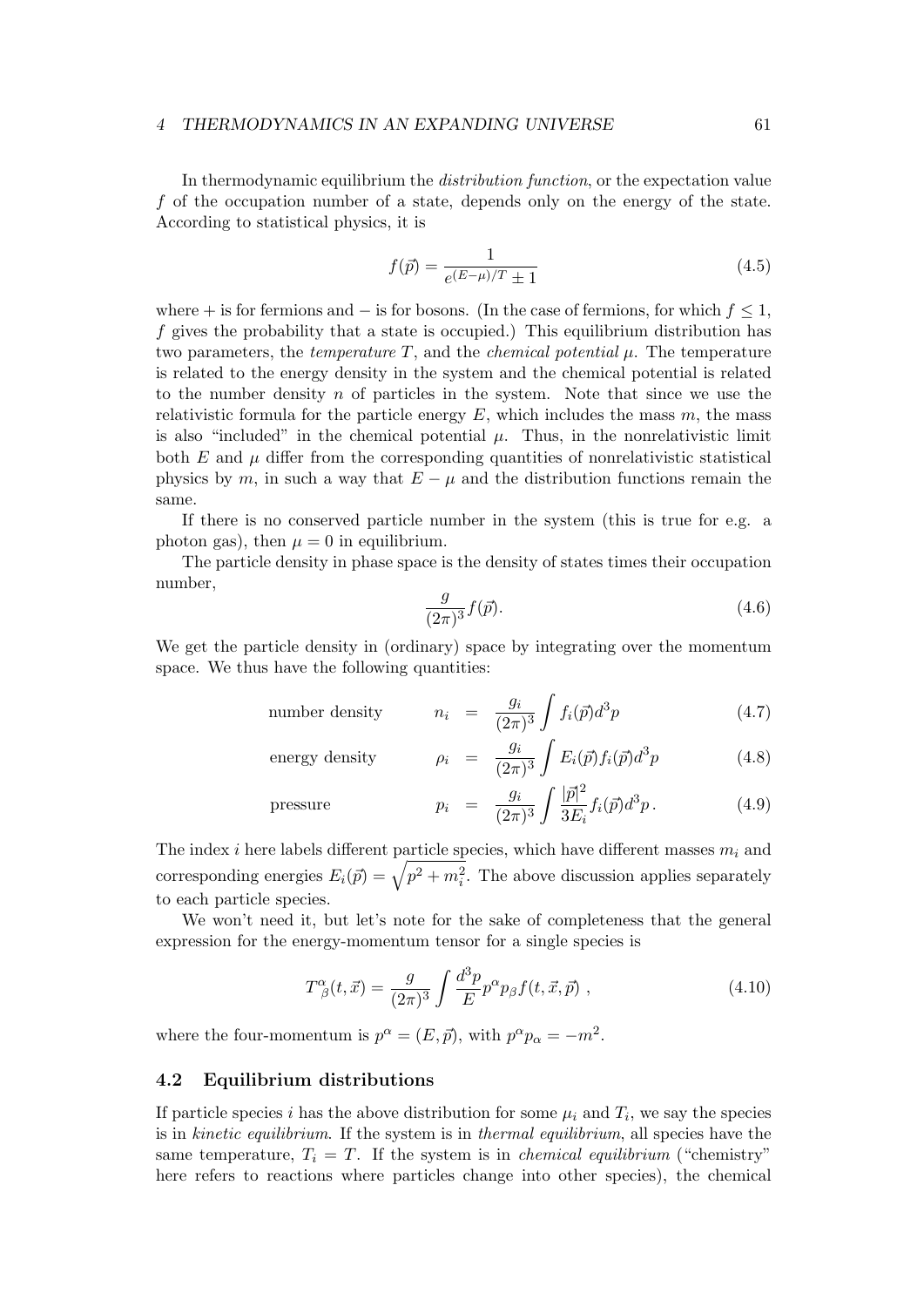In thermodynamic equilibrium the *distribution function*, or the expectation value $f$ of the occupation number of a state, depends only on the energy of the state. According to statistical physics, it is

$$f(\vec{p}) = \frac{1}{e^{(E-\mu)/T} \pm 1} \tag{4.5}$$

where $+$ is for fermions and $-$ is for bosons. (In the case of fermions, for which $f \leq 1$, $f$ gives the probability that a state is occupied.) This equilibrium distribution has two parameters, the *temperature* $T$, and the *chemical potential* $\mu$. The temperature is related to the energy density in the system and the chemical potential is related to the number density $n$ of particles in the system. Note that since we use the relativistic formula for the particle energy $E$, which includes the mass $m$, the mass is also "included" in the chemical potential $\mu$. Thus, in the nonrelativistic limit both $E$ and $\mu$ differ from the corresponding quantities of nonrelativistic statistical physics by $m$, in such a way that $E - \mu$ and the distribution functions remain the same.

If there is no conserved particle number in the system (this is true for e.g. a photon gas), then $\mu = 0$ in equilibrium.

The particle density in phase space is the density of states times their occupation number,

$$\frac{g}{(2\pi)^3} f(\vec{p}). \tag{4.6}$$

We get the particle density in (ordinary) space by integrating over the momentum space. We thus have the following quantities:

$$\text{number density} \qquad n_i = \frac{g_i}{(2\pi)^3} \int f_i(\vec{p}) d^3p \tag{4.7}$$

$$\text{energy density} \qquad \rho_i = \frac{g_i}{(2\pi)^3} \int E_i(\vec{p}) f_i(\vec{p}) d^3p \tag{4.8}$$

$$\text{pressure} \qquad p_i = \frac{g_i}{(2\pi)^3} \int \frac{|\vec{p}|^2}{3E_i} f_i(\vec{p}) d^3p\,. \tag{4.9}$$

The index $i$ here labels different particle species, which have different masses $m_i$ and corresponding energies $E_i(\vec{p}) = \sqrt{p^2 + m_i^2}$. The above discussion applies separately to each particle species.

We won't need it, but let's note for the sake of completeness that the general expression for the energy-momentum tensor for a single species is

$$T^{\alpha}_{\ \beta}(t, \vec{x}) = \frac{g}{(2\pi)^3} \int \frac{d^3p}{E} p^{\alpha} p_{\beta} f(t, \vec{x}, \vec{p})\ , \tag{4.10}$$

where the four-momentum is $p^{\alpha} = (E, \vec{p})$, with $p^{\alpha} p_{\alpha} = -m^2$.

## 4.2 Equilibrium distributions

If particle species $i$ has the above distribution for some $\mu_i$ and $T_i$, we say the species is in *kinetic equilibrium*. If the system is in *thermal equilibrium*, all species have the same temperature, $T_i = T$. If the system is in *chemical equilibrium* ("chemistry" here refers to reactions where particles change into other species), the chemical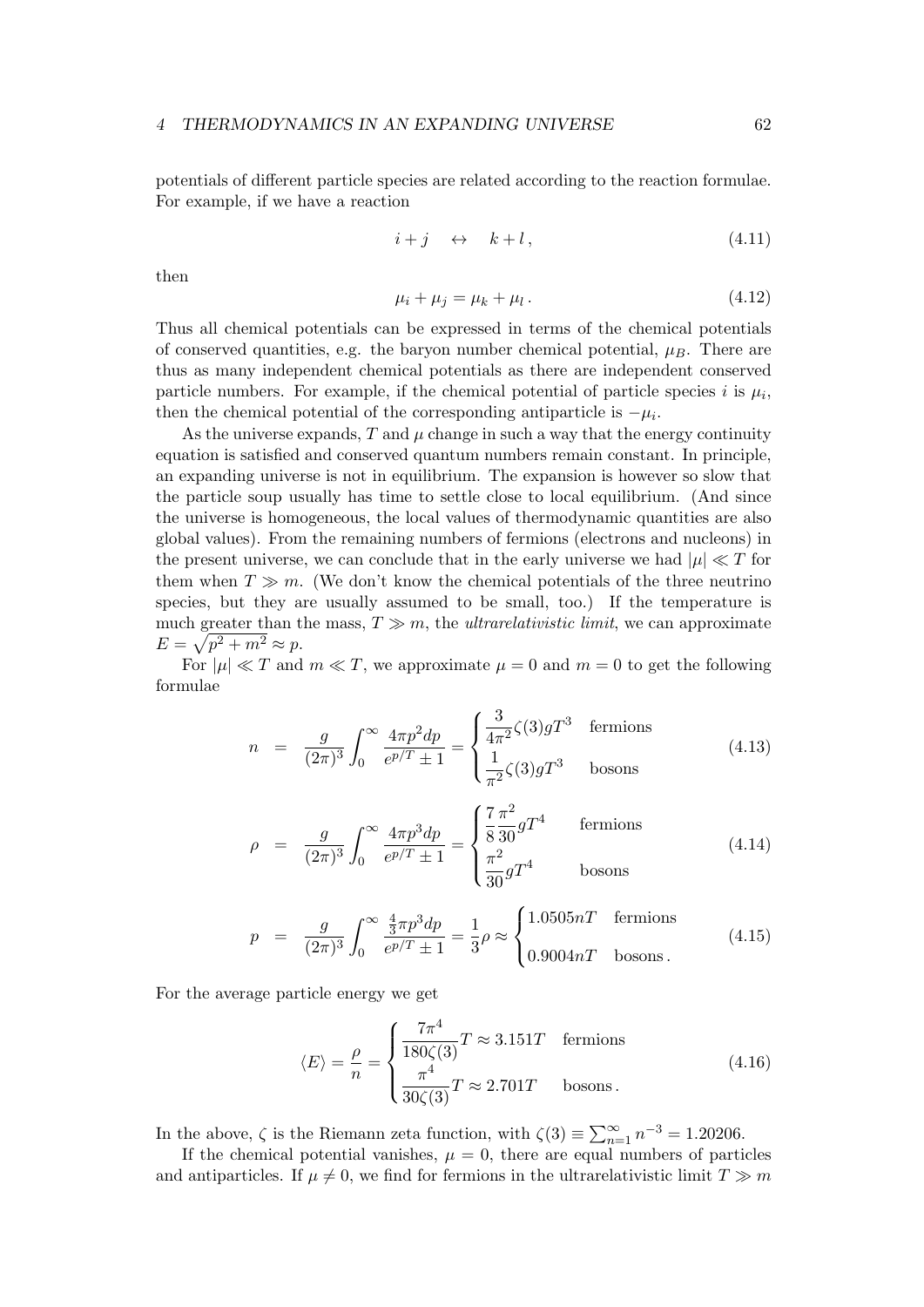potentials of different particle species are related according to the reaction formulae. For example, if we have a reaction

$$i + j \quad \leftrightarrow \quad k + l\,, \tag{4.11}$$

then

$$\mu_i + \mu_j = \mu_k + \mu_l\,. \tag{4.12}$$

Thus all chemical potentials can be expressed in terms of the chemical potentials of conserved quantities, e.g. the baryon number chemical potential, $\mu_B$. There are thus as many independent chemical potentials as there are independent conserved particle numbers. For example, if the chemical potential of particle species $i$ is $\mu_i$, then the chemical potential of the corresponding antiparticle is $-\mu_i$.

As the universe expands, $T$ and $\mu$ change in such a way that the energy continuity equation is satisfied and conserved quantum numbers remain constant. In principle, an expanding universe is not in equilibrium. The expansion is however so slow that the particle soup usually has time to settle close to local equilibrium. (And since the universe is homogeneous, the local values of thermodynamic quantities are also global values). From the remaining numbers of fermions (electrons and nucleons) in the present universe, we can conclude that in the early universe we had $|\mu| \ll T$ for them when $T \gg m$. (We don't know the chemical potentials of the three neutrino species, but they are usually assumed to be small, too.) If the temperature is much greater than the mass, $T \gg m$, the *ultrarelativistic limit*, we can approximate $E = \sqrt{p^2 + m^2} \approx p$.

For $|\mu| \ll T$ and $m \ll T$, we approximate $\mu = 0$ and $m = 0$ to get the following formulae

$$n \;=\; \frac{g}{(2\pi)^3}\int_0^\infty \frac{4\pi p^2 dp}{e^{p/T} \pm 1} = \begin{cases} \dfrac{3}{4\pi^2}\zeta(3) g T^3 & \text{fermions} \\ \dfrac{1}{\pi^2}\zeta(3) g T^3 & \text{bosons} \end{cases} \tag{4.13}$$

$$\rho \;=\; \frac{g}{(2\pi)^3}\int_0^\infty \frac{4\pi p^3 dp}{e^{p/T} \pm 1} = \begin{cases} \dfrac{7}{8}\dfrac{\pi^2}{30} g T^4 & \text{fermions} \\ \dfrac{\pi^2}{30} g T^4 & \text{bosons} \end{cases} \tag{4.14}$$

$$p \;=\; \frac{g}{(2\pi)^3}\int_0^\infty \frac{\frac{4}{3}\pi p^3 dp}{e^{p/T} \pm 1} = \frac{1}{3}\rho \approx \begin{cases} 1.0505 nT & \text{fermions} \\ 0.9004 nT & \text{bosons}\,. \end{cases} \tag{4.15}$$

For the average particle energy we get

$$\langle E \rangle = \frac{\rho}{n} = \begin{cases} \dfrac{7\pi^4}{180\zeta(3)} T \approx 3.151 T & \text{fermions} \\ \dfrac{\pi^4}{30\zeta(3)} T \approx 2.701 T & \text{bosons}\,. \end{cases} \tag{4.16}$$

In the above, $\zeta$ is the Riemann zeta function, with $\zeta(3) \equiv \sum_{n=1}^\infty n^{-3} = 1.20206$.

If the chemical potential vanishes, $\mu = 0$, there are equal numbers of particles and antiparticles. If $\mu \neq 0$, we find for fermions in the ultrarelativistic limit $T \gg m$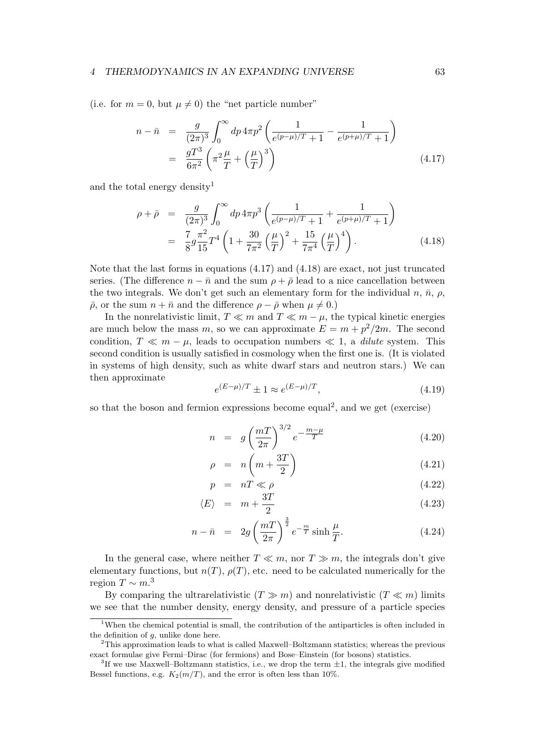(i.e. for $m = 0$, but $\mu \neq 0$) the "net particle number"

$$
\begin{aligned}
n - \bar{n} &= \frac{g}{(2\pi)^3} \int_0^\infty dp\, 4\pi p^2 \left( \frac{1}{e^{(p-\mu)/T}+1} - \frac{1}{e^{(p+\mu)/T}+1} \right) \\
&= \frac{gT^3}{6\pi^2} \left( \pi^2 \frac{\mu}{T} + \left(\frac{\mu}{T}\right)^3 \right)
\end{aligned}
\tag{4.17}
$$

and the total energy density[1]

$$
\begin{aligned}
\rho + \bar{\rho} &= \frac{g}{(2\pi)^3} \int_0^\infty dp\, 4\pi p^3 \left( \frac{1}{e^{(p-\mu)/T}+1} + \frac{1}{e^{(p+\mu)/T}+1} \right) \\
&= \frac{7}{8} g \frac{\pi^2}{15} T^4 \left( 1 + \frac{30}{7\pi^2} \left(\frac{\mu}{T}\right)^2 + \frac{15}{7\pi^4} \left(\frac{\mu}{T}\right)^4 \right).
\end{aligned}
\tag{4.18}
$$

Note that the last forms in equations (4.17) and (4.18) are exact, not just truncated series. (The difference $n - \bar{n}$ and the sum $\rho + \bar{\rho}$ lead to a nice cancellation between the two integrals. We don't get such an elementary form for the individual $n$, $\bar{n}$, $\rho$, $\bar{\rho}$, or the sum $n + \bar{n}$ and the difference $\rho - \bar{\rho}$ when $\mu \neq 0$.)

In the nonrelativistic limit, $T \ll m$ and $T \ll m - \mu$, the typical kinetic energies are much below the mass $m$, so we can approximate $E = m + p^2/2m$. The second condition, $T \ll m - \mu$, leads to occupation numbers $\ll 1$, a *dilute* system. This second condition is usually satisfied in cosmology when the first one is. (It is violated in systems of high density, such as white dwarf stars and neutron stars.) We can then approximate

$$
e^{(E-\mu)/T} \pm 1 \approx e^{(E-\mu)/T}, \tag{4.19}
$$

so that the boson and fermion expressions become equal[2], and we get (exercise)

$$
n = g \left( \frac{mT}{2\pi} \right)^{3/2} e^{-\frac{m-\mu}{T}} \tag{4.20}
$$

$$
\rho = n \left( m + \frac{3T}{2} \right) \tag{4.21}
$$

$$
p = nT \ll \rho \tag{4.22}
$$

$$
\langle E \rangle = m + \frac{3T}{2} \tag{4.23}
$$

$$
n - \bar{n} = 2g \left( \frac{mT}{2\pi} \right)^{\frac{3}{2}} e^{-\frac{m}{T}} \sinh \frac{\mu}{T}. \tag{4.24}
$$

In the general case, where neither $T \ll m$, nor $T \gg m$, the integrals don't give elementary functions, but $n(T)$, $\rho(T)$, etc. need to be calculated numerically for the region $T \sim m$.[3]

By comparing the ultrarelativistic ($T \gg m$) and nonrelativistic ($T \ll m$) limits we see that the number density, energy density, and pressure of a particle species

---

[1] When the chemical potential is small, the contribution of the antiparticles is often included in the definition of $g$, unlike done here.

[2] This approximation leads to what is called Maxwell–Boltzmann statistics; whereas the previous exact formulae give Fermi–Dirac (for fermions) and Bose–Einstein (for bosons) statistics.

[3] If we use Maxwell–Boltzmann statistics, i.e., we drop the term $\pm 1$, the integrals give modified Bessel functions, e.g. $K_2(m/T)$, and the error is often less than 10%.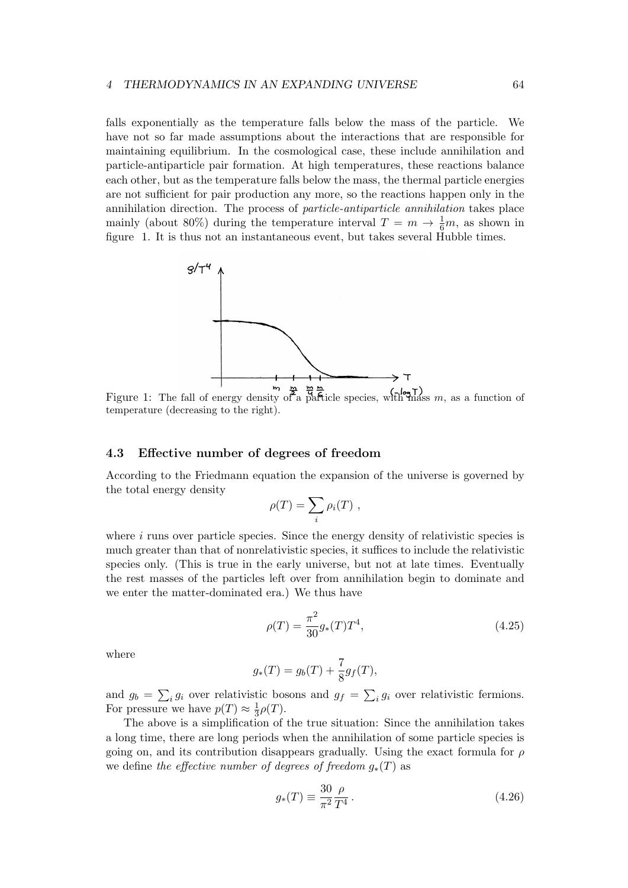falls exponentially as the temperature falls below the mass of the particle. We have not so far made assumptions about the interactions that are responsible for maintaining equilibrium. In the cosmological case, these include annihilation and particle-antiparticle pair formation. At high temperatures, these reactions balance each other, but as the temperature falls below the mass, the thermal particle energies are not sufficient for pair production any more, so the reactions happen only in the annihilation direction. The process of *particle-antiparticle annihilation* takes place mainly (about 80%) during the temperature interval $T = m \rightarrow \frac{1}{6}m$, as shown in figure 1. It is thus not an instantaneous event, but takes several Hubble times.

Figure 1: The fall of energy density of a particle species, with mass $m$, as a function of temperature (decreasing to the right).

### 4.3 Effective number of degrees of freedom

According to the Friedmann equation the expansion of the universe is governed by the total energy density

$$\rho(T) = \sum_i \rho_i(T) \ ,$$

where $i$ runs over particle species. Since the energy density of relativistic species is much greater than that of nonrelativistic species, it suffices to include the relativistic species only. (This is true in the early universe, but not at late times. Eventually the rest masses of the particles left over from annihilation begin to dominate and we enter the matter-dominated era.) We thus have

$$\rho(T) = \frac{\pi^2}{30} g_*(T) T^4, \tag{4.25}$$

where

$$g_*(T) = g_b(T) + \frac{7}{8} g_f(T),$$

and $g_b = \sum_i g_i$ over relativistic bosons and $g_f = \sum_i g_i$ over relativistic fermions. For pressure we have $p(T) \approx \frac{1}{3}\rho(T)$.

The above is a simplification of the true situation: Since the annihilation takes a long time, there are long periods when the annihilation of some particle species is going on, and its contribution disappears gradually. Using the exact formula for $\rho$ we define *the effective number of degrees of freedom* $g_*(T)$ as

$$g_*(T) \equiv \frac{30}{\pi^2} \frac{\rho}{T^4} \, . \tag{4.26}$$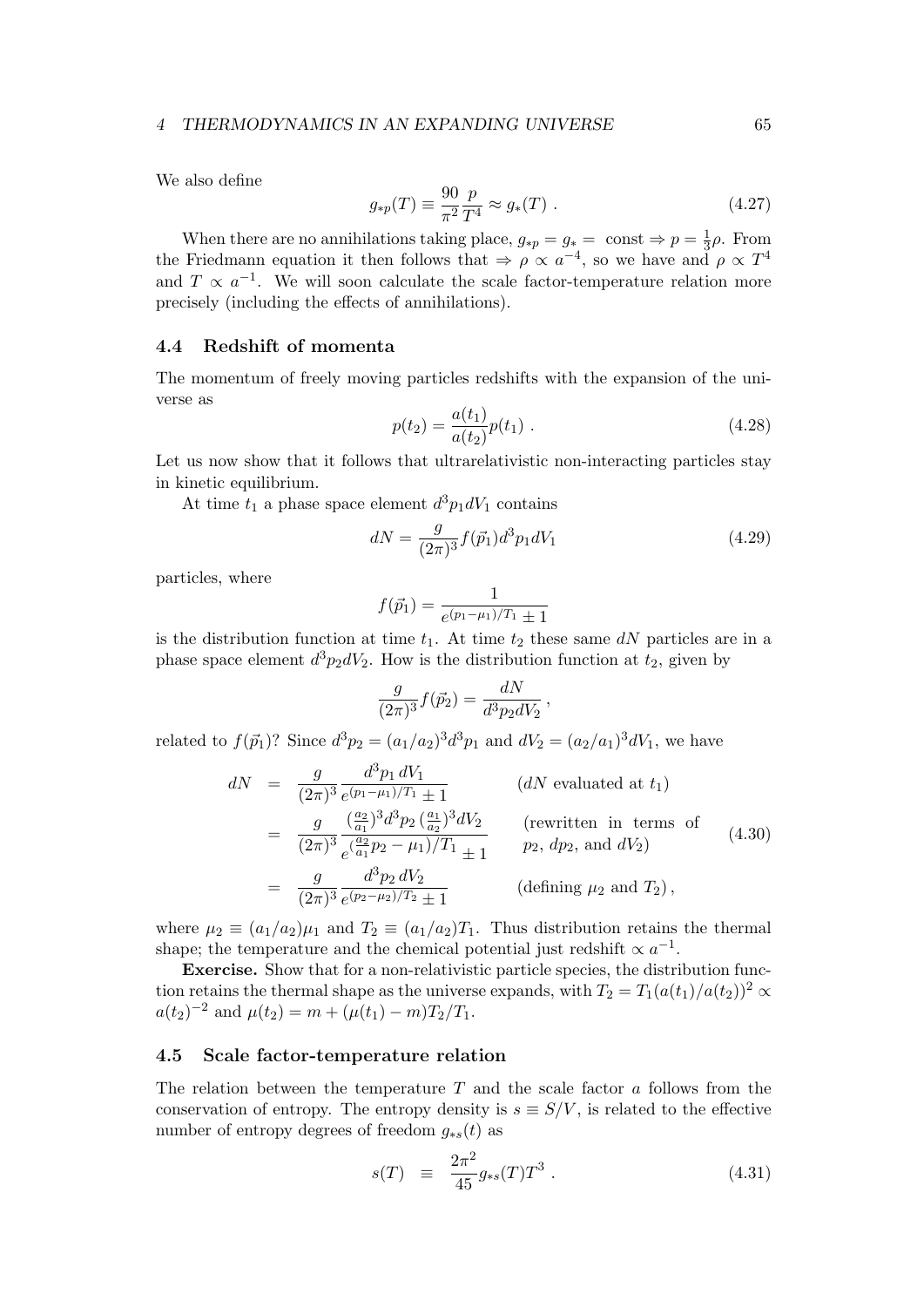We also define

$$g_{*p}(T) \equiv \frac{90}{\pi^2}\frac{p}{T^4} \approx g_*(T) \ . \tag{4.27}$$

When there are no annihilations taking place, $g_{*p} = g_* =$ const $\Rightarrow p = \frac{1}{3}\rho$. From the Friedmann equation it then follows that $\Rightarrow \rho \propto a^{-4}$, so we have and $\rho \propto T^4$ and $T \propto a^{-1}$. We will soon calculate the scale factor-temperature relation more precisely (including the effects of annihilations).

## 4.4 Redshift of momenta

The momentum of freely moving particles redshifts with the expansion of the universe as

$$p(t_2) = \frac{a(t_1)}{a(t_2)} p(t_1) \ . \tag{4.28}$$

Let us now show that it follows that ultrarelativistic non-interacting particles stay in kinetic equilibrium.

At time $t_1$ a phase space element $d^3p_1 dV_1$ contains

$$dN = \frac{g}{(2\pi)^3} f(\vec{p}_1) d^3p_1 dV_1 \tag{4.29}$$

particles, where

$$f(\vec{p}_1) = \frac{1}{e^{(p_1-\mu_1)/T_1} \pm 1}$$

is the distribution function at time $t_1$. At time $t_2$ these same $dN$ particles are in a phase space element $d^3p_2 dV_2$. How is the distribution function at $t_2$, given by

$$\frac{g}{(2\pi)^3} f(\vec{p}_2) = \frac{dN}{d^3p_2 dV_2} \ ,$$

related to $f(\vec{p}_1)$? Since $d^3p_2 = (a_1/a_2)^3 d^3p_1$ and $dV_2 = (a_2/a_1)^3 dV_1$, we have

$$\begin{aligned}
dN &= \frac{g}{(2\pi)^3} \frac{d^3p_1\, dV_1}{e^{(p_1-\mu_1)/T_1} \pm 1} && (dN \text{ evaluated at } t_1) \\
&= \frac{g}{(2\pi)^3} \frac{(\frac{a_2}{a_1})^3 d^3p_2\, (\frac{a_1}{a_2})^3 dV_2}{e^{(\frac{a_2}{a_1}p_2 - \mu_1)/T_1} \pm 1} && (\text{rewritten in terms of } p_2,\, dp_2, \text{ and } dV_2) \\
&= \frac{g}{(2\pi)^3} \frac{d^3p_2\, dV_2}{e^{(p_2-\mu_2)/T_2} \pm 1} && (\text{defining } \mu_2 \text{ and } T_2) \ ,
\end{aligned} \tag{4.30}$$

where $\mu_2 \equiv (a_1/a_2)\mu_1$ and $T_2 \equiv (a_1/a_2)T_1$. Thus distribution retains the thermal shape; the temperature and the chemical potential just redshift $\propto a^{-1}$.

**Exercise.** Show that for a non-relativistic particle species, the distribution function retains the thermal shape as the universe expands, with $T_2 = T_1(a(t_1)/a(t_2))^2 \propto a(t_2)^{-2}$ and $\mu(t_2) = m + (\mu(t_1) - m)T_2/T_1$.

## 4.5 Scale factor-temperature relation

The relation between the temperature $T$ and the scale factor $a$ follows from the conservation of entropy. The entropy density is $s \equiv S/V$, is related to the effective number of entropy degrees of freedom $g_{*s}(t)$ as

$$s(T) \ \equiv \ \frac{2\pi^2}{45} g_{*s}(T) T^3 \ . \tag{4.31}$$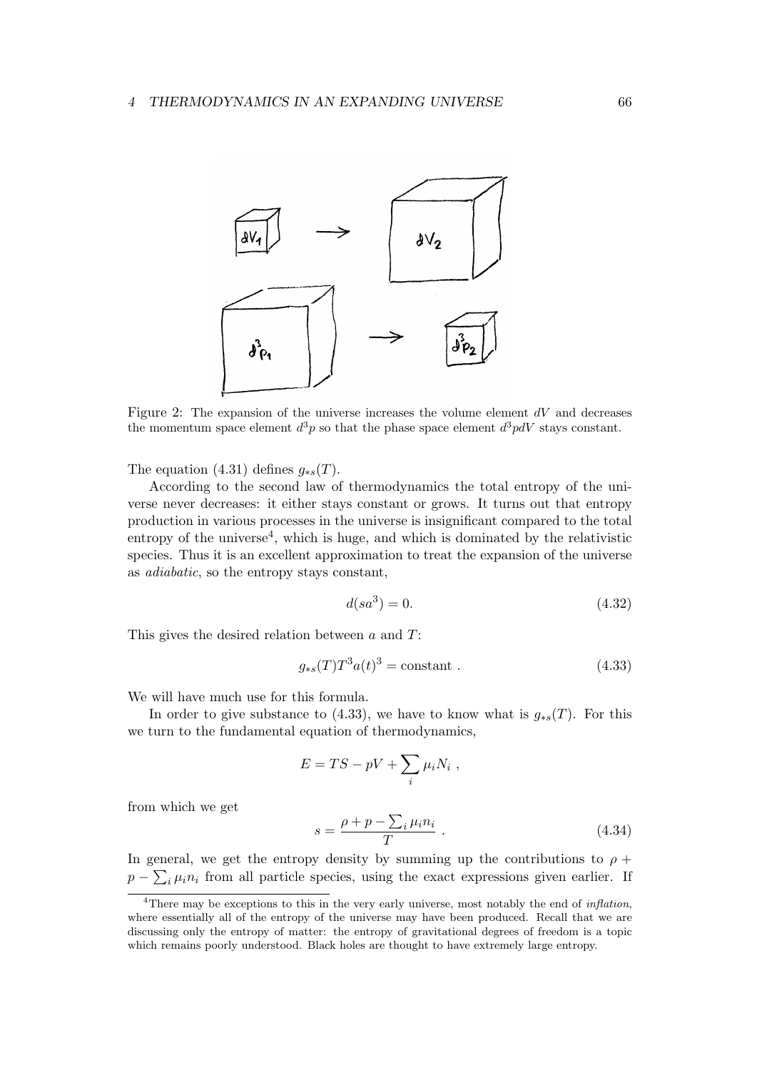Figure 2: The expansion of the universe increases the volume element $dV$ and decreases the momentum space element $d^3p$ so that the phase space element $d^3pdV$ stays constant.

The equation (4.31) defines $g_{*s}(T)$.

According to the second law of thermodynamics the total entropy of the universe never decreases: it either stays constant or grows. It turns out that entropy production in various processes in the universe is insignificant compared to the total entropy of the universe[4], which is huge, and which is dominated by the relativistic species. Thus it is an excellent approximation to treat the expansion of the universe as *adiabatic*, so the entropy stays constant,

$$d(sa^3) = 0. \tag{4.32}$$

This gives the desired relation between $a$ and $T$:

$$g_{*s}(T)T^3 a(t)^3 = \text{constant} . \tag{4.33}$$

We will have much use for this formula.

In order to give substance to (4.33), we have to know what is $g_{*s}(T)$. For this we turn to the fundamental equation of thermodynamics,

$$E = TS - pV + \sum_i \mu_i N_i \ ,$$

from which we get

$$s = \frac{\rho + p - \sum_i \mu_i n_i}{T} \ . \tag{4.34}$$

In general, we get the entropy density by summing up the contributions to $\rho + p - \sum_i \mu_i n_i$ from all particle species, using the exact expressions given earlier. If

[4]There may be exceptions to this in the very early universe, most notably the end of *inflation*, where essentially all of the entropy of the universe may have been produced. Recall that we are discussing only the entropy of matter: the entropy of gravitational degrees of freedom is a topic which remains poorly understood. Black holes are thought to have extremely large entropy.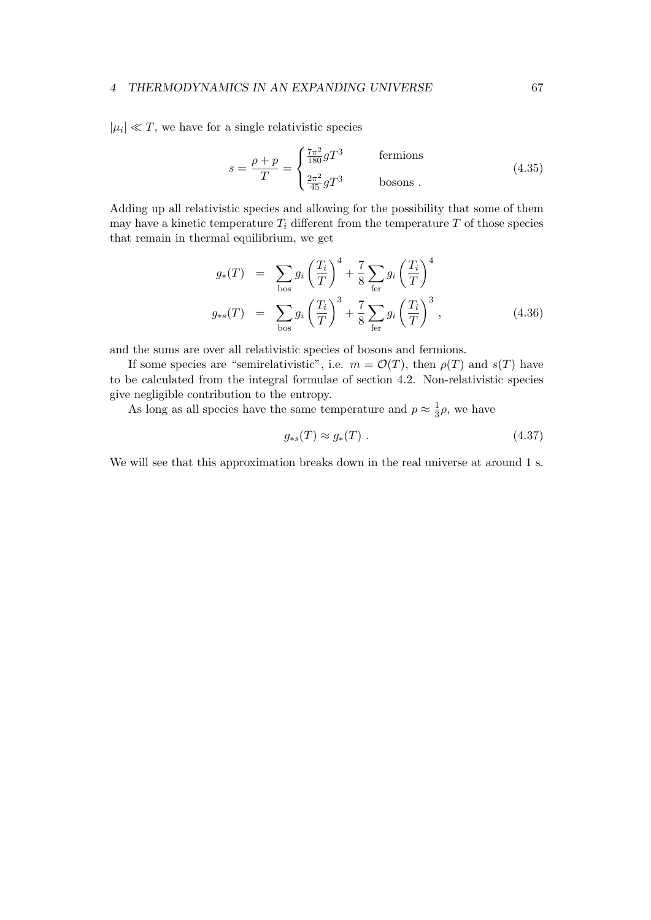$|\mu_i| \ll T$, we have for a single relativistic species

$$s = \frac{\rho + p}{T} = \begin{cases} \frac{7\pi^2}{180} g T^3 & \text{fermions} \\ \frac{2\pi^2}{45} g T^3 & \text{bosons} . \end{cases} \tag{4.35}$$

Adding up all relativistic species and allowing for the possibility that some of them may have a kinetic temperature $T_i$ different from the temperature $T$ of those species that remain in thermal equilibrium, we get

$$\begin{aligned} g_*(T) &= \sum_{\text{bos}} g_i \left(\frac{T_i}{T}\right)^4 + \frac{7}{8} \sum_{\text{fer}} g_i \left(\frac{T_i}{T}\right)^4 \\ g_{*s}(T) &= \sum_{\text{bos}} g_i \left(\frac{T_i}{T}\right)^3 + \frac{7}{8} \sum_{\text{fer}} g_i \left(\frac{T_i}{T}\right)^3 , \end{aligned} \tag{4.36}$$

and the sums are over all relativistic species of bosons and fermions.

If some species are "semirelativistic", i.e. $m = \mathcal{O}(T)$, then $\rho(T)$ and $s(T)$ have to be calculated from the integral formulae of section 4.2. Non-relativistic species give negligible contribution to the entropy.

As long as all species have the same temperature and $p \approx \frac{1}{3}\rho$, we have

$$g_{*s}(T) \approx g_*(T) . \tag{4.37}$$

We will see that this approximation breaks down in the real universe at around 1 s.